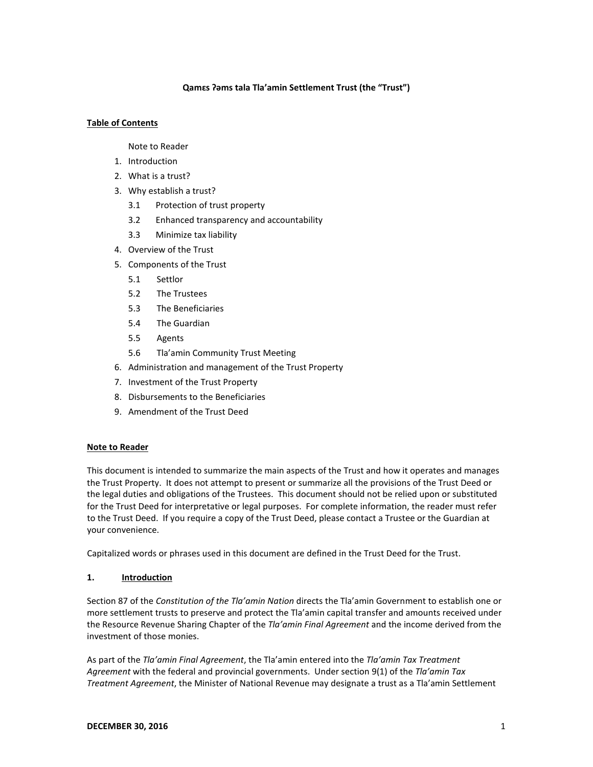# Qamɛs ʔəms tala Tla'amin Settlement Trust (the "Trust")

**Table of Contents**

Note to Reader

1. Introduction
2. What is a trust?
3. Why establish a trust?
   - 3.1 Protection of trust property
   - 3.2 Enhanced transparency and accountability
   - 3.3 Minimize tax liability
4. Overview of the Trust
5. Components of the Trust
   - 5.1 Settlor
   - 5.2 The Trustees
   - 5.3 The Beneficiaries
   - 5.4 The Guardian
   - 5.5 Agents
   - 5.6 Tla'amin Community Trust Meeting
6. Administration and management of the Trust Property
7. Investment of the Trust Property
8. Disbursements to the Beneficiaries
9. Amendment of the Trust Deed

## Note to Reader

This document is intended to summarize the main aspects of the Trust and how it operates and manages the Trust Property. It does not attempt to present or summarize all the provisions of the Trust Deed or the legal duties and obligations of the Trustees. This document should not be relied upon or substituted for the Trust Deed for interpretative or legal purposes. For complete information, the reader must refer to the Trust Deed. If you require a copy of the Trust Deed, please contact a Trustee or the Guardian at your convenience.

Capitalized words or phrases used in this document are defined in the Trust Deed for the Trust.

## 1. Introduction

Section 87 of the *Constitution of the Tla'amin Nation* directs the Tla'amin Government to establish one or more settlement trusts to preserve and protect the Tla'amin capital transfer and amounts received under the Resource Revenue Sharing Chapter of the *Tla'amin Final Agreement* and the income derived from the investment of those monies.

As part of the *Tla'amin Final Agreement*, the Tla'amin entered into the *Tla'amin Tax Treatment Agreement* with the federal and provincial governments. Under section 9(1) of the *Tla'amin Tax Treatment Agreement*, the Minister of National Revenue may designate a trust as a Tla'amin Settlement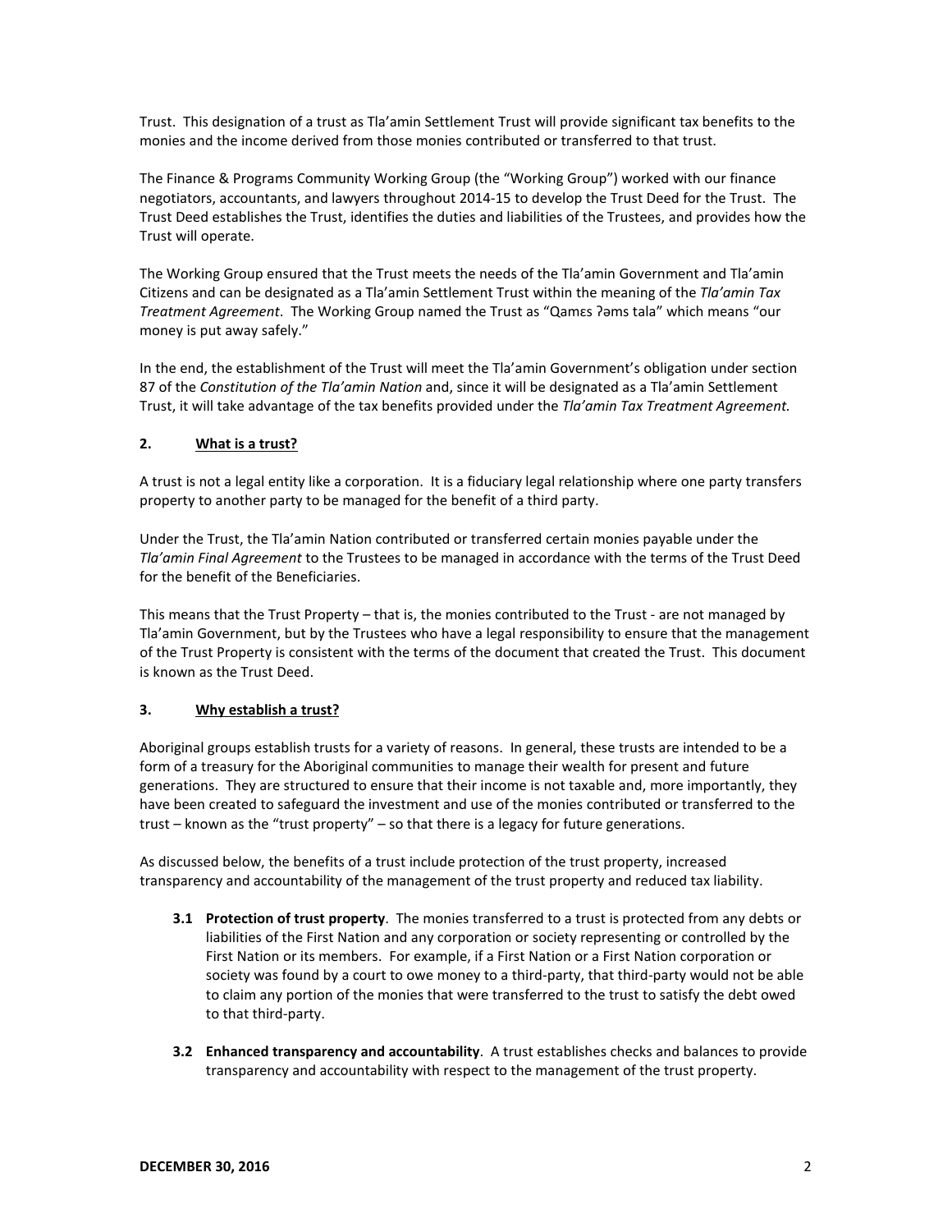Trust. This designation of a trust as Tla'amin Settlement Trust will provide significant tax benefits to the monies and the income derived from those monies contributed or transferred to that trust.

The Finance & Programs Community Working Group (the "Working Group") worked with our finance negotiators, accountants, and lawyers throughout 2014-15 to develop the Trust Deed for the Trust. The Trust Deed establishes the Trust, identifies the duties and liabilities of the Trustees, and provides how the Trust will operate.

The Working Group ensured that the Trust meets the needs of the Tla'amin Government and Tla'amin Citizens and can be designated as a Tla'amin Settlement Trust within the meaning of the *Tla'amin Tax Treatment Agreement*. The Working Group named the Trust as "Qamɛs ʔəms tala" which means "our money is put away safely."

In the end, the establishment of the Trust will meet the Tla'amin Government's obligation under section 87 of the *Constitution of the Tla'amin Nation* and, since it will be designated as a Tla'amin Settlement Trust, it will take advantage of the tax benefits provided under the *Tla'amin Tax Treatment Agreement.*

## 2. What is a trust?

A trust is not a legal entity like a corporation. It is a fiduciary legal relationship where one party transfers property to another party to be managed for the benefit of a third party.

Under the Trust, the Tla'amin Nation contributed or transferred certain monies payable under the *Tla'amin Final Agreement* to the Trustees to be managed in accordance with the terms of the Trust Deed for the benefit of the Beneficiaries.

This means that the Trust Property – that is, the monies contributed to the Trust - are not managed by Tla'amin Government, but by the Trustees who have a legal responsibility to ensure that the management of the Trust Property is consistent with the terms of the document that created the Trust. This document is known as the Trust Deed.

## 3. Why establish a trust?

Aboriginal groups establish trusts for a variety of reasons. In general, these trusts are intended to be a form of a treasury for the Aboriginal communities to manage their wealth for present and future generations. They are structured to ensure that their income is not taxable and, more importantly, they have been created to safeguard the investment and use of the monies contributed or transferred to the trust – known as the "trust property" – so that there is a legacy for future generations.

As discussed below, the benefits of a trust include protection of the trust property, increased transparency and accountability of the management of the trust property and reduced tax liability.

**3.1 Protection of trust property**. The monies transferred to a trust is protected from any debts or liabilities of the First Nation and any corporation or society representing or controlled by the First Nation or its members. For example, if a First Nation or a First Nation corporation or society was found by a court to owe money to a third-party, that third-party would not be able to claim any portion of the monies that were transferred to the trust to satisfy the debt owed to that third-party.

**3.2 Enhanced transparency and accountability**. A trust establishes checks and balances to provide transparency and accountability with respect to the management of the trust property.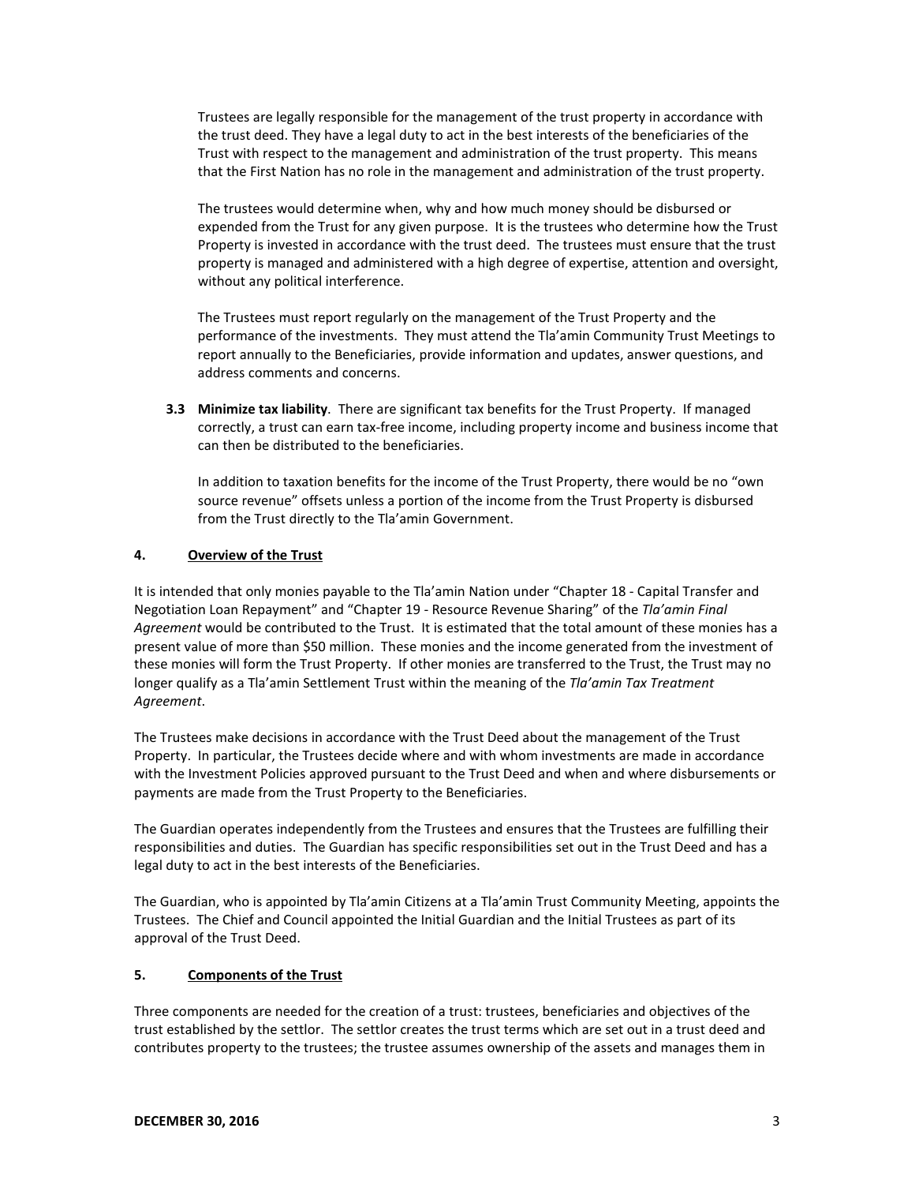Trustees are legally responsible for the management of the trust property in accordance with the trust deed. They have a legal duty to act in the best interests of the beneficiaries of the Trust with respect to the management and administration of the trust property. This means that the First Nation has no role in the management and administration of the trust property.

The trustees would determine when, why and how much money should be disbursed or expended from the Trust for any given purpose. It is the trustees who determine how the Trust Property is invested in accordance with the trust deed. The trustees must ensure that the trust property is managed and administered with a high degree of expertise, attention and oversight, without any political interference.

The Trustees must report regularly on the management of the Trust Property and the performance of the investments. They must attend the Tla'amin Community Trust Meetings to report annually to the Beneficiaries, provide information and updates, answer questions, and address comments and concerns.

**3.3 Minimize tax liability**. There are significant tax benefits for the Trust Property. If managed correctly, a trust can earn tax-free income, including property income and business income that can then be distributed to the beneficiaries.

In addition to taxation benefits for the income of the Trust Property, there would be no "own source revenue" offsets unless a portion of the income from the Trust Property is disbursed from the Trust directly to the Tla'amin Government.

## 4. Overview of the Trust

It is intended that only monies payable to the Tla'amin Nation under "Chapter 18 - Capital Transfer and Negotiation Loan Repayment" and "Chapter 19 - Resource Revenue Sharing" of the *Tla'amin Final Agreement* would be contributed to the Trust. It is estimated that the total amount of these monies has a present value of more than $50 million. These monies and the income generated from the investment of these monies will form the Trust Property. If other monies are transferred to the Trust, the Trust may no longer qualify as a Tla'amin Settlement Trust within the meaning of the *Tla'amin Tax Treatment Agreement*.

The Trustees make decisions in accordance with the Trust Deed about the management of the Trust Property. In particular, the Trustees decide where and with whom investments are made in accordance with the Investment Policies approved pursuant to the Trust Deed and when and where disbursements or payments are made from the Trust Property to the Beneficiaries.

The Guardian operates independently from the Trustees and ensures that the Trustees are fulfilling their responsibilities and duties. The Guardian has specific responsibilities set out in the Trust Deed and has a legal duty to act in the best interests of the Beneficiaries.

The Guardian, who is appointed by Tla'amin Citizens at a Tla'amin Trust Community Meeting, appoints the Trustees. The Chief and Council appointed the Initial Guardian and the Initial Trustees as part of its approval of the Trust Deed.

## 5. Components of the Trust

Three components are needed for the creation of a trust: trustees, beneficiaries and objectives of the trust established by the settlor. The settlor creates the trust terms which are set out in a trust deed and contributes property to the trustees; the trustee assumes ownership of the assets and manages them in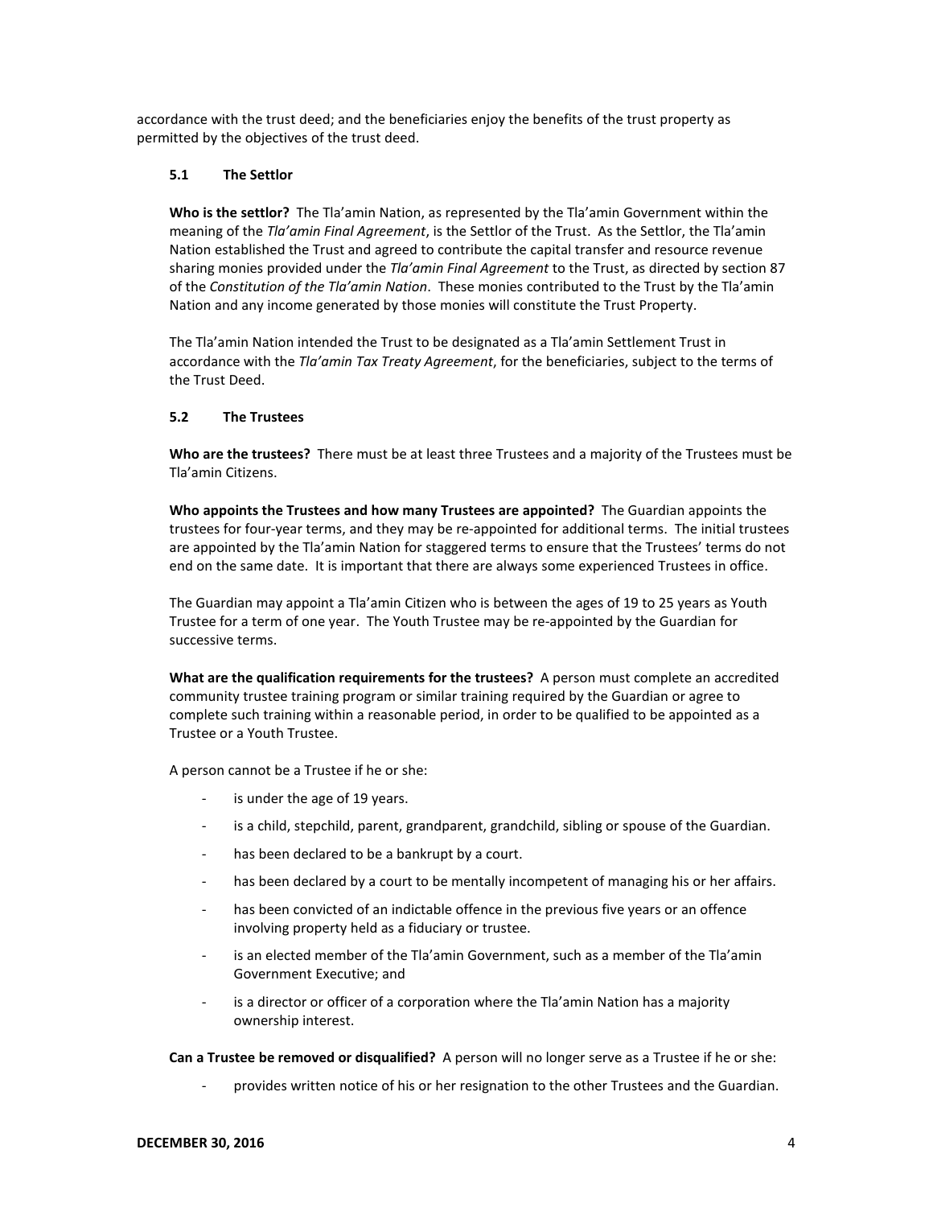accordance with the trust deed; and the beneficiaries enjoy the benefits of the trust property as permitted by the objectives of the trust deed.

### 5.1 The Settlor

**Who is the settlor?** The Tla'amin Nation, as represented by the Tla'amin Government within the meaning of the *Tla'amin Final Agreement*, is the Settlor of the Trust. As the Settlor, the Tla'amin Nation established the Trust and agreed to contribute the capital transfer and resource revenue sharing monies provided under the *Tla'amin Final Agreement* to the Trust, as directed by section 87 of the *Constitution of the Tla'amin Nation*. These monies contributed to the Trust by the Tla'amin Nation and any income generated by those monies will constitute the Trust Property.

The Tla'amin Nation intended the Trust to be designated as a Tla'amin Settlement Trust in accordance with the *Tla'amin Tax Treaty Agreement*, for the beneficiaries, subject to the terms of the Trust Deed.

### 5.2 The Trustees

**Who are the trustees?** There must be at least three Trustees and a majority of the Trustees must be Tla'amin Citizens.

**Who appoints the Trustees and how many Trustees are appointed?** The Guardian appoints the trustees for four-year terms, and they may be re-appointed for additional terms. The initial trustees are appointed by the Tla'amin Nation for staggered terms to ensure that the Trustees' terms do not end on the same date. It is important that there are always some experienced Trustees in office.

The Guardian may appoint a Tla'amin Citizen who is between the ages of 19 to 25 years as Youth Trustee for a term of one year. The Youth Trustee may be re-appointed by the Guardian for successive terms.

**What are the qualification requirements for the trustees?** A person must complete an accredited community trustee training program or similar training required by the Guardian or agree to complete such training within a reasonable period, in order to be qualified to be appointed as a Trustee or a Youth Trustee.

A person cannot be a Trustee if he or she:

- is under the age of 19 years.
- is a child, stepchild, parent, grandparent, grandchild, sibling or spouse of the Guardian.
- has been declared to be a bankrupt by a court.
- has been declared by a court to be mentally incompetent of managing his or her affairs.
- has been convicted of an indictable offence in the previous five years or an offence involving property held as a fiduciary or trustee.
- is an elected member of the Tla'amin Government, such as a member of the Tla'amin Government Executive; and
- is a director or officer of a corporation where the Tla'amin Nation has a majority ownership interest.

**Can a Trustee be removed or disqualified?** A person will no longer serve as a Trustee if he or she:

- provides written notice of his or her resignation to the other Trustees and the Guardian.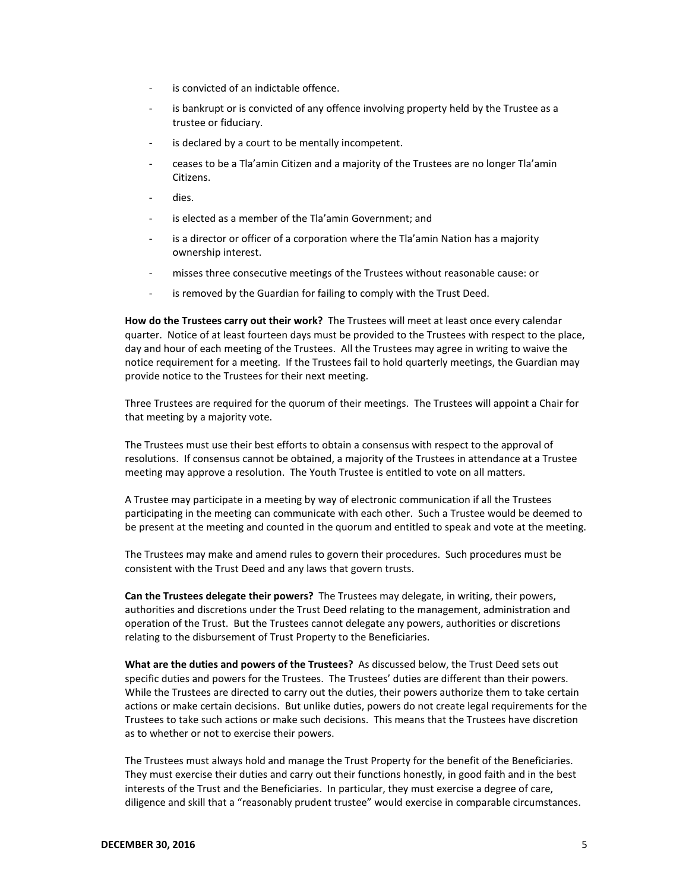- is convicted of an indictable offence.
- is bankrupt or is convicted of any offence involving property held by the Trustee as a trustee or fiduciary.
- is declared by a court to be mentally incompetent.
- ceases to be a Tla'amin Citizen and a majority of the Trustees are no longer Tla'amin Citizens.
- dies.
- is elected as a member of the Tla'amin Government; and
- is a director or officer of a corporation where the Tla'amin Nation has a majority ownership interest.
- misses three consecutive meetings of the Trustees without reasonable cause: or
- is removed by the Guardian for failing to comply with the Trust Deed.

**How do the Trustees carry out their work?** The Trustees will meet at least once every calendar quarter. Notice of at least fourteen days must be provided to the Trustees with respect to the place, day and hour of each meeting of the Trustees. All the Trustees may agree in writing to waive the notice requirement for a meeting. If the Trustees fail to hold quarterly meetings, the Guardian may provide notice to the Trustees for their next meeting.

Three Trustees are required for the quorum of their meetings. The Trustees will appoint a Chair for that meeting by a majority vote.

The Trustees must use their best efforts to obtain a consensus with respect to the approval of resolutions. If consensus cannot be obtained, a majority of the Trustees in attendance at a Trustee meeting may approve a resolution. The Youth Trustee is entitled to vote on all matters.

A Trustee may participate in a meeting by way of electronic communication if all the Trustees participating in the meeting can communicate with each other. Such a Trustee would be deemed to be present at the meeting and counted in the quorum and entitled to speak and vote at the meeting.

The Trustees may make and amend rules to govern their procedures. Such procedures must be consistent with the Trust Deed and any laws that govern trusts.

**Can the Trustees delegate their powers?** The Trustees may delegate, in writing, their powers, authorities and discretions under the Trust Deed relating to the management, administration and operation of the Trust. But the Trustees cannot delegate any powers, authorities or discretions relating to the disbursement of Trust Property to the Beneficiaries.

**What are the duties and powers of the Trustees?** As discussed below, the Trust Deed sets out specific duties and powers for the Trustees. The Trustees' duties are different than their powers. While the Trustees are directed to carry out the duties, their powers authorize them to take certain actions or make certain decisions. But unlike duties, powers do not create legal requirements for the Trustees to take such actions or make such decisions. This means that the Trustees have discretion as to whether or not to exercise their powers.

The Trustees must always hold and manage the Trust Property for the benefit of the Beneficiaries. They must exercise their duties and carry out their functions honestly, in good faith and in the best interests of the Trust and the Beneficiaries. In particular, they must exercise a degree of care, diligence and skill that a "reasonably prudent trustee" would exercise in comparable circumstances.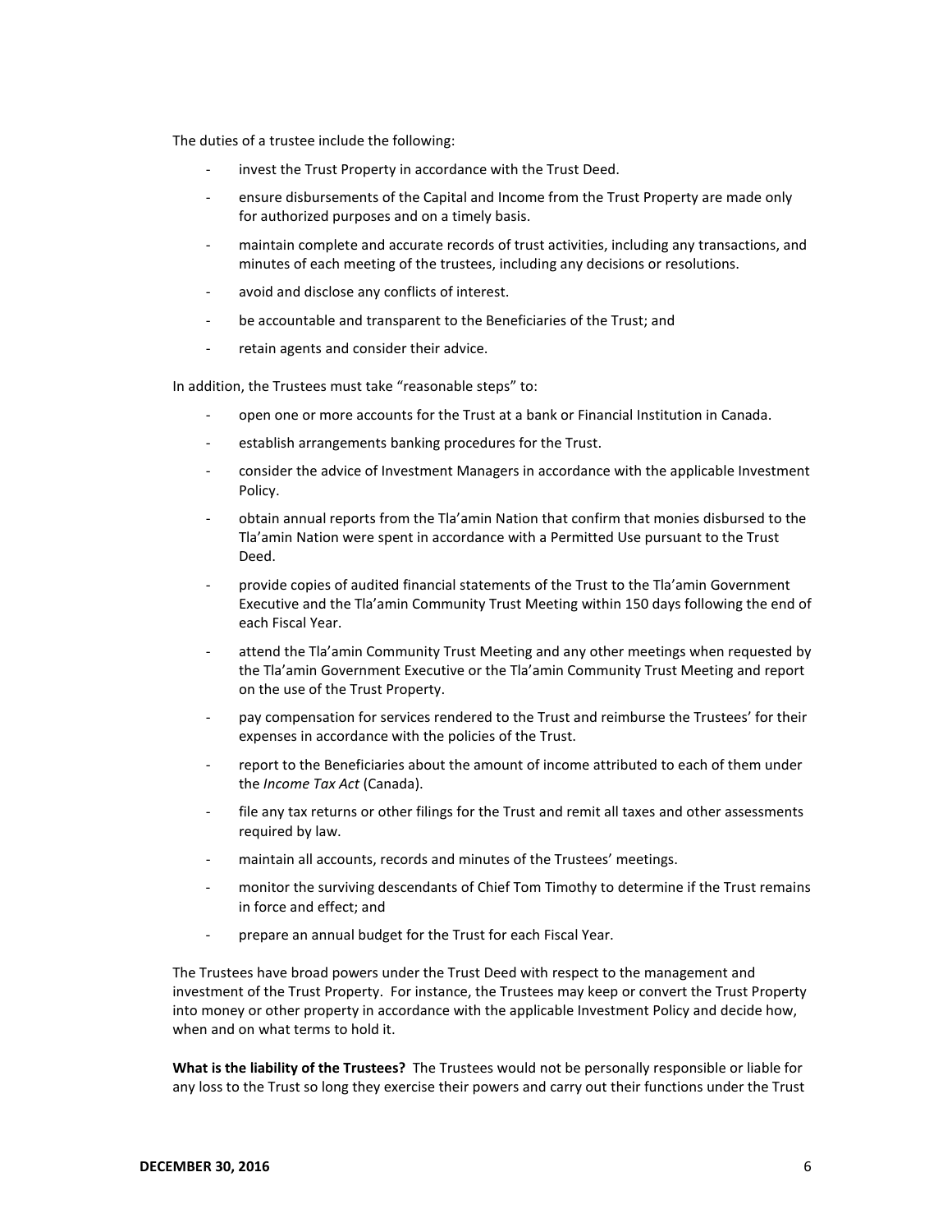The duties of a trustee include the following:

- invest the Trust Property in accordance with the Trust Deed.
- ensure disbursements of the Capital and Income from the Trust Property are made only for authorized purposes and on a timely basis.
- maintain complete and accurate records of trust activities, including any transactions, and minutes of each meeting of the trustees, including any decisions or resolutions.
- avoid and disclose any conflicts of interest.
- be accountable and transparent to the Beneficiaries of the Trust; and
- retain agents and consider their advice.

In addition, the Trustees must take "reasonable steps" to:

- open one or more accounts for the Trust at a bank or Financial Institution in Canada.
- establish arrangements banking procedures for the Trust.
- consider the advice of Investment Managers in accordance with the applicable Investment Policy.
- obtain annual reports from the Tla'amin Nation that confirm that monies disbursed to the Tla'amin Nation were spent in accordance with a Permitted Use pursuant to the Trust Deed.
- provide copies of audited financial statements of the Trust to the Tla'amin Government Executive and the Tla'amin Community Trust Meeting within 150 days following the end of each Fiscal Year.
- attend the Tla'amin Community Trust Meeting and any other meetings when requested by the Tla'amin Government Executive or the Tla'amin Community Trust Meeting and report on the use of the Trust Property.
- pay compensation for services rendered to the Trust and reimburse the Trustees' for their expenses in accordance with the policies of the Trust.
- report to the Beneficiaries about the amount of income attributed to each of them under the *Income Tax Act* (Canada).
- file any tax returns or other filings for the Trust and remit all taxes and other assessments required by law.
- maintain all accounts, records and minutes of the Trustees' meetings.
- monitor the surviving descendants of Chief Tom Timothy to determine if the Trust remains in force and effect; and
- prepare an annual budget for the Trust for each Fiscal Year.

The Trustees have broad powers under the Trust Deed with respect to the management and investment of the Trust Property. For instance, the Trustees may keep or convert the Trust Property into money or other property in accordance with the applicable Investment Policy and decide how, when and on what terms to hold it.

**What is the liability of the Trustees?** The Trustees would not be personally responsible or liable for any loss to the Trust so long they exercise their powers and carry out their functions under the Trust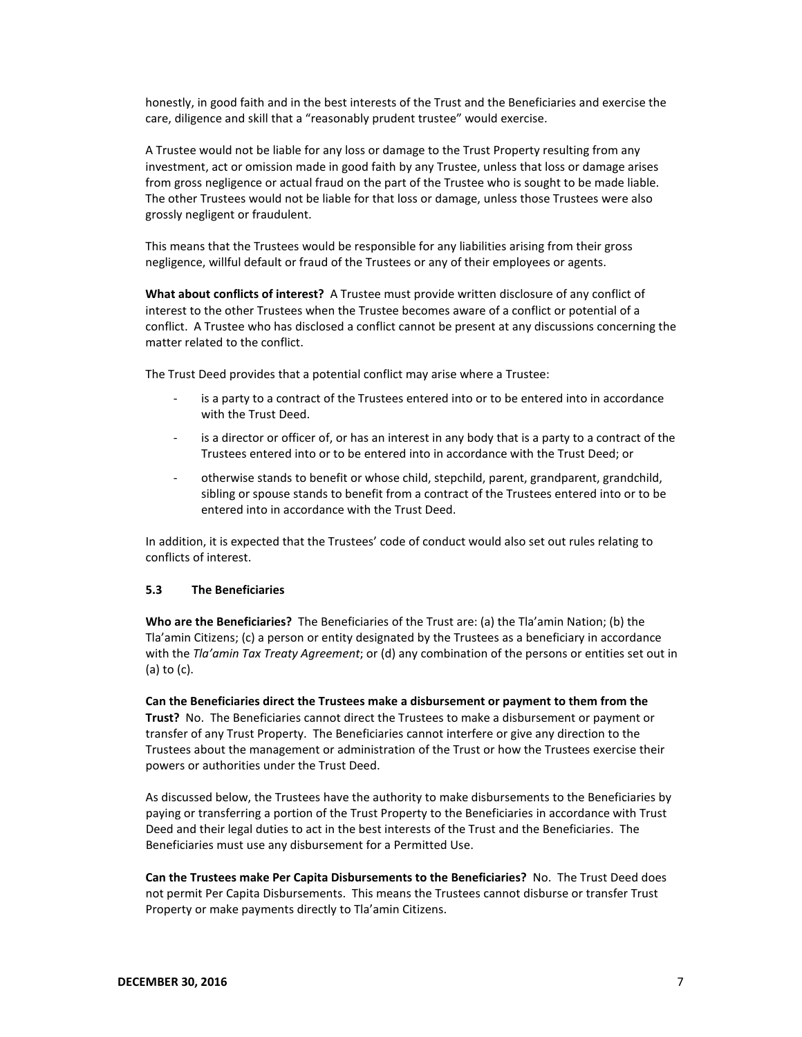honestly, in good faith and in the best interests of the Trust and the Beneficiaries and exercise the care, diligence and skill that a "reasonably prudent trustee" would exercise.

A Trustee would not be liable for any loss or damage to the Trust Property resulting from any investment, act or omission made in good faith by any Trustee, unless that loss or damage arises from gross negligence or actual fraud on the part of the Trustee who is sought to be made liable. The other Trustees would not be liable for that loss or damage, unless those Trustees were also grossly negligent or fraudulent.

This means that the Trustees would be responsible for any liabilities arising from their gross negligence, willful default or fraud of the Trustees or any of their employees or agents.

**What about conflicts of interest?** A Trustee must provide written disclosure of any conflict of interest to the other Trustees when the Trustee becomes aware of a conflict or potential of a conflict. A Trustee who has disclosed a conflict cannot be present at any discussions concerning the matter related to the conflict.

The Trust Deed provides that a potential conflict may arise where a Trustee:

- is a party to a contract of the Trustees entered into or to be entered into in accordance with the Trust Deed.
- is a director or officer of, or has an interest in any body that is a party to a contract of the Trustees entered into or to be entered into in accordance with the Trust Deed; or
- otherwise stands to benefit or whose child, stepchild, parent, grandparent, grandchild, sibling or spouse stands to benefit from a contract of the Trustees entered into or to be entered into in accordance with the Trust Deed.

In addition, it is expected that the Trustees' code of conduct would also set out rules relating to conflicts of interest.

### 5.3 The Beneficiaries

**Who are the Beneficiaries?** The Beneficiaries of the Trust are: (a) the Tla'amin Nation; (b) the Tla'amin Citizens; (c) a person or entity designated by the Trustees as a beneficiary in accordance with the *Tla'amin Tax Treaty Agreement*; or (d) any combination of the persons or entities set out in (a) to (c).

**Can the Beneficiaries direct the Trustees make a disbursement or payment to them from the Trust?** No. The Beneficiaries cannot direct the Trustees to make a disbursement or payment or transfer of any Trust Property. The Beneficiaries cannot interfere or give any direction to the Trustees about the management or administration of the Trust or how the Trustees exercise their powers or authorities under the Trust Deed.

As discussed below, the Trustees have the authority to make disbursements to the Beneficiaries by paying or transferring a portion of the Trust Property to the Beneficiaries in accordance with Trust Deed and their legal duties to act in the best interests of the Trust and the Beneficiaries. The Beneficiaries must use any disbursement for a Permitted Use.

**Can the Trustees make Per Capita Disbursements to the Beneficiaries?** No. The Trust Deed does not permit Per Capita Disbursements. This means the Trustees cannot disburse or transfer Trust Property or make payments directly to Tla'amin Citizens.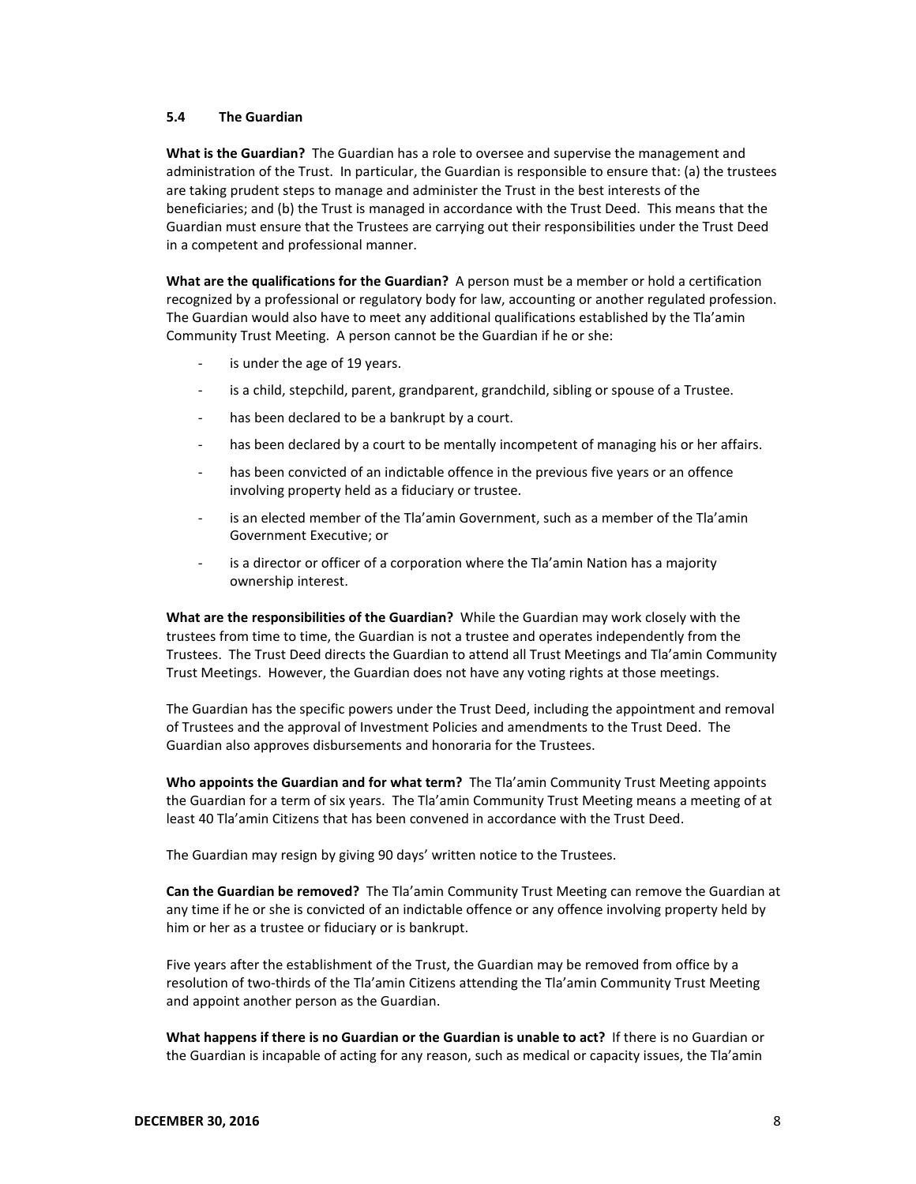### 5.4 The Guardian

**What is the Guardian?** The Guardian has a role to oversee and supervise the management and administration of the Trust. In particular, the Guardian is responsible to ensure that: (a) the trustees are taking prudent steps to manage and administer the Trust in the best interests of the beneficiaries; and (b) the Trust is managed in accordance with the Trust Deed. This means that the Guardian must ensure that the Trustees are carrying out their responsibilities under the Trust Deed in a competent and professional manner.

**What are the qualifications for the Guardian?** A person must be a member or hold a certification recognized by a professional or regulatory body for law, accounting or another regulated profession. The Guardian would also have to meet any additional qualifications established by the Tla'amin Community Trust Meeting. A person cannot be the Guardian if he or she:

- is under the age of 19 years.
- is a child, stepchild, parent, grandparent, grandchild, sibling or spouse of a Trustee.
- has been declared to be a bankrupt by a court.
- has been declared by a court to be mentally incompetent of managing his or her affairs.
- has been convicted of an indictable offence in the previous five years or an offence involving property held as a fiduciary or trustee.
- is an elected member of the Tla'amin Government, such as a member of the Tla'amin Government Executive; or
- is a director or officer of a corporation where the Tla'amin Nation has a majority ownership interest.

**What are the responsibilities of the Guardian?** While the Guardian may work closely with the trustees from time to time, the Guardian is not a trustee and operates independently from the Trustees. The Trust Deed directs the Guardian to attend all Trust Meetings and Tla'amin Community Trust Meetings. However, the Guardian does not have any voting rights at those meetings.

The Guardian has the specific powers under the Trust Deed, including the appointment and removal of Trustees and the approval of Investment Policies and amendments to the Trust Deed. The Guardian also approves disbursements and honoraria for the Trustees.

**Who appoints the Guardian and for what term?** The Tla'amin Community Trust Meeting appoints the Guardian for a term of six years. The Tla'amin Community Trust Meeting means a meeting of at least 40 Tla'amin Citizens that has been convened in accordance with the Trust Deed.

The Guardian may resign by giving 90 days' written notice to the Trustees.

**Can the Guardian be removed?** The Tla'amin Community Trust Meeting can remove the Guardian at any time if he or she is convicted of an indictable offence or any offence involving property held by him or her as a trustee or fiduciary or is bankrupt.

Five years after the establishment of the Trust, the Guardian may be removed from office by a resolution of two-thirds of the Tla'amin Citizens attending the Tla'amin Community Trust Meeting and appoint another person as the Guardian.

**What happens if there is no Guardian or the Guardian is unable to act?** If there is no Guardian or the Guardian is incapable of acting for any reason, such as medical or capacity issues, the Tla'amin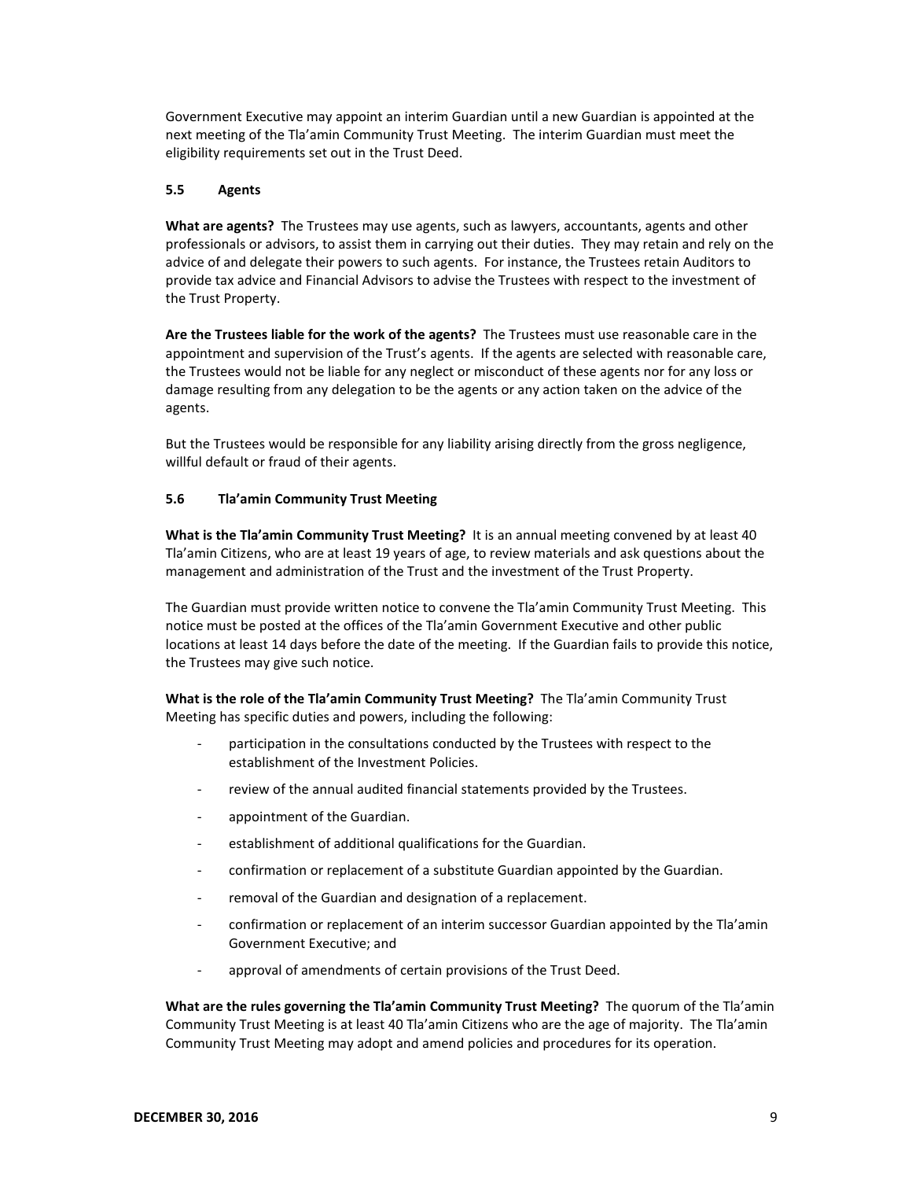Government Executive may appoint an interim Guardian until a new Guardian is appointed at the next meeting of the Tla'amin Community Trust Meeting. The interim Guardian must meet the eligibility requirements set out in the Trust Deed.

### 5.5 Agents

**What are agents?** The Trustees may use agents, such as lawyers, accountants, agents and other professionals or advisors, to assist them in carrying out their duties. They may retain and rely on the advice of and delegate their powers to such agents. For instance, the Trustees retain Auditors to provide tax advice and Financial Advisors to advise the Trustees with respect to the investment of the Trust Property.

**Are the Trustees liable for the work of the agents?** The Trustees must use reasonable care in the appointment and supervision of the Trust's agents. If the agents are selected with reasonable care, the Trustees would not be liable for any neglect or misconduct of these agents nor for any loss or damage resulting from any delegation to be the agents or any action taken on the advice of the agents.

But the Trustees would be responsible for any liability arising directly from the gross negligence, willful default or fraud of their agents.

### 5.6 Tla'amin Community Trust Meeting

**What is the Tla'amin Community Trust Meeting?** It is an annual meeting convened by at least 40 Tla'amin Citizens, who are at least 19 years of age, to review materials and ask questions about the management and administration of the Trust and the investment of the Trust Property.

The Guardian must provide written notice to convene the Tla'amin Community Trust Meeting. This notice must be posted at the offices of the Tla'amin Government Executive and other public locations at least 14 days before the date of the meeting. If the Guardian fails to provide this notice, the Trustees may give such notice.

**What is the role of the Tla'amin Community Trust Meeting?** The Tla'amin Community Trust Meeting has specific duties and powers, including the following:

- participation in the consultations conducted by the Trustees with respect to the establishment of the Investment Policies.
- review of the annual audited financial statements provided by the Trustees.
- appointment of the Guardian.
- establishment of additional qualifications for the Guardian.
- confirmation or replacement of a substitute Guardian appointed by the Guardian.
- removal of the Guardian and designation of a replacement.
- confirmation or replacement of an interim successor Guardian appointed by the Tla'amin Government Executive; and
- approval of amendments of certain provisions of the Trust Deed.

**What are the rules governing the Tla'amin Community Trust Meeting?** The quorum of the Tla'amin Community Trust Meeting is at least 40 Tla'amin Citizens who are the age of majority. The Tla'amin Community Trust Meeting may adopt and amend policies and procedures for its operation.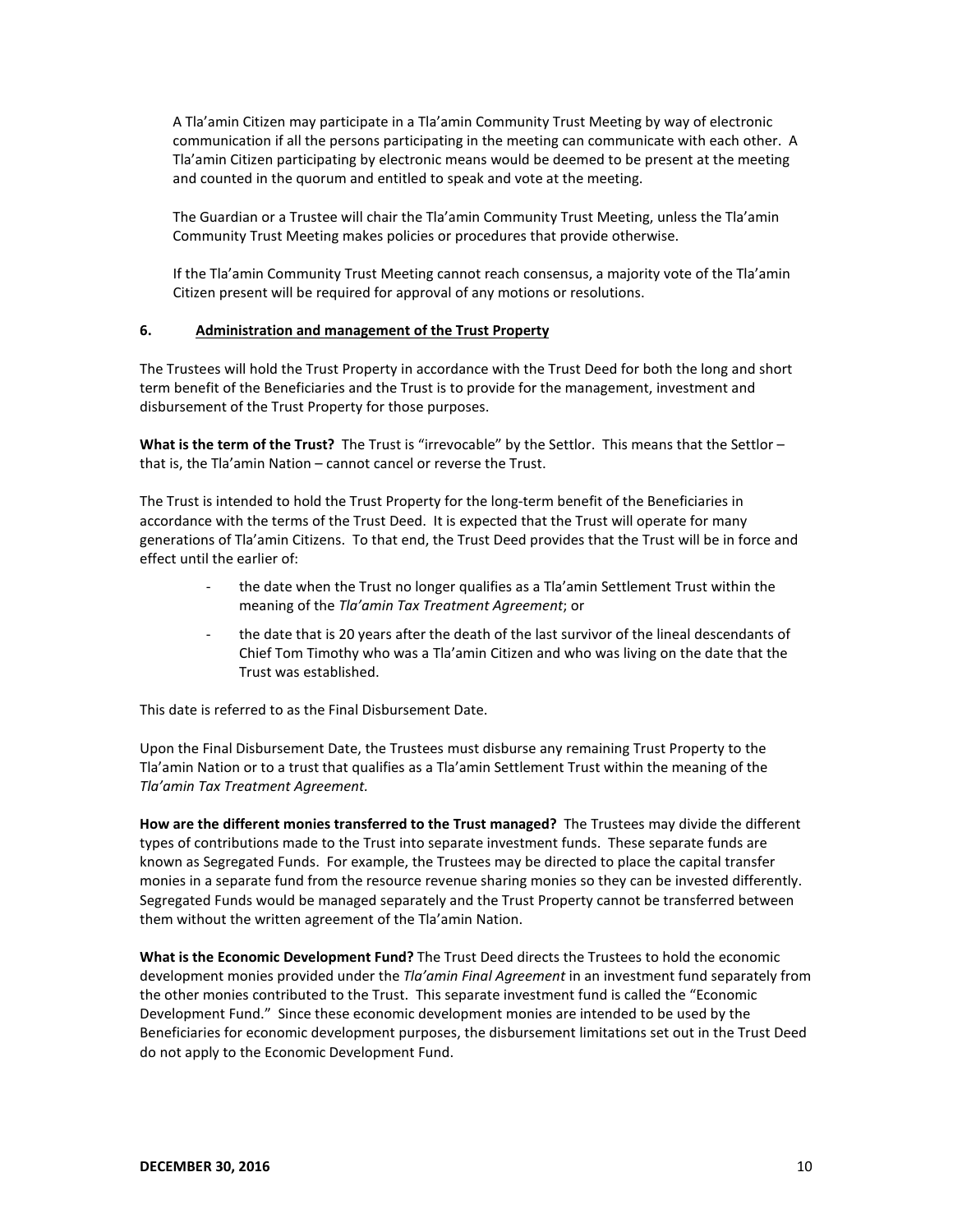A Tla'amin Citizen may participate in a Tla'amin Community Trust Meeting by way of electronic communication if all the persons participating in the meeting can communicate with each other. A Tla'amin Citizen participating by electronic means would be deemed to be present at the meeting and counted in the quorum and entitled to speak and vote at the meeting.

The Guardian or a Trustee will chair the Tla'amin Community Trust Meeting, unless the Tla'amin Community Trust Meeting makes policies or procedures that provide otherwise.

If the Tla'amin Community Trust Meeting cannot reach consensus, a majority vote of the Tla'amin Citizen present will be required for approval of any motions or resolutions.

## 6. Administration and management of the Trust Property

The Trustees will hold the Trust Property in accordance with the Trust Deed for both the long and short term benefit of the Beneficiaries and the Trust is to provide for the management, investment and disbursement of the Trust Property for those purposes.

**What is the term of the Trust?** The Trust is "irrevocable" by the Settlor. This means that the Settlor – that is, the Tla'amin Nation – cannot cancel or reverse the Trust.

The Trust is intended to hold the Trust Property for the long-term benefit of the Beneficiaries in accordance with the terms of the Trust Deed. It is expected that the Trust will operate for many generations of Tla'amin Citizens. To that end, the Trust Deed provides that the Trust will be in force and effect until the earlier of:

- the date when the Trust no longer qualifies as a Tla'amin Settlement Trust within the meaning of the *Tla'amin Tax Treatment Agreement*; or
- the date that is 20 years after the death of the last survivor of the lineal descendants of Chief Tom Timothy who was a Tla'amin Citizen and who was living on the date that the Trust was established.

This date is referred to as the Final Disbursement Date.

Upon the Final Disbursement Date, the Trustees must disburse any remaining Trust Property to the Tla'amin Nation or to a trust that qualifies as a Tla'amin Settlement Trust within the meaning of the *Tla'amin Tax Treatment Agreement.*

**How are the different monies transferred to the Trust managed?** The Trustees may divide the different types of contributions made to the Trust into separate investment funds. These separate funds are known as Segregated Funds. For example, the Trustees may be directed to place the capital transfer monies in a separate fund from the resource revenue sharing monies so they can be invested differently. Segregated Funds would be managed separately and the Trust Property cannot be transferred between them without the written agreement of the Tla'amin Nation.

**What is the Economic Development Fund?** The Trust Deed directs the Trustees to hold the economic development monies provided under the *Tla'amin Final Agreement* in an investment fund separately from the other monies contributed to the Trust. This separate investment fund is called the "Economic Development Fund." Since these economic development monies are intended to be used by the Beneficiaries for economic development purposes, the disbursement limitations set out in the Trust Deed do not apply to the Economic Development Fund.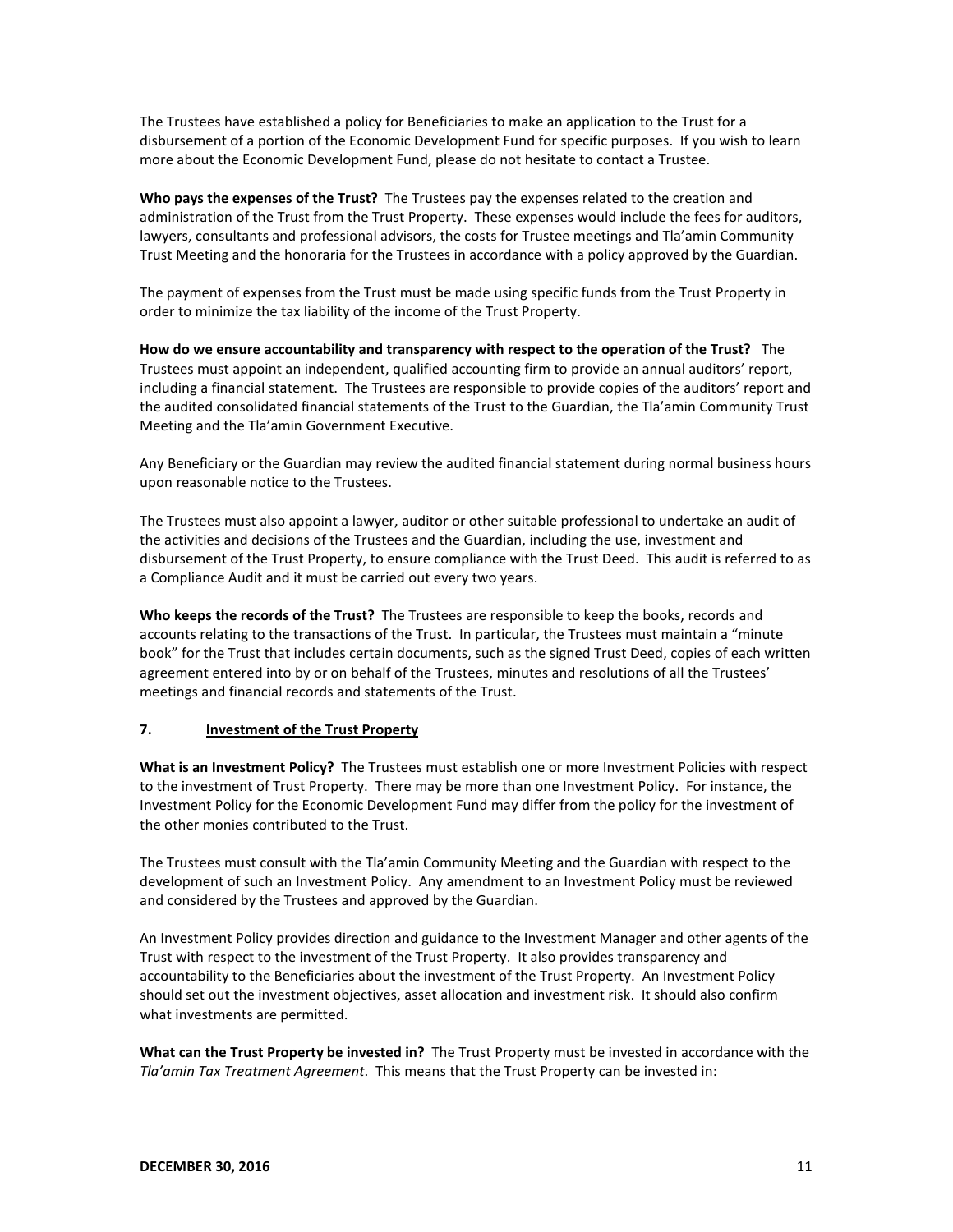The Trustees have established a policy for Beneficiaries to make an application to the Trust for a disbursement of a portion of the Economic Development Fund for specific purposes. If you wish to learn more about the Economic Development Fund, please do not hesitate to contact a Trustee.

**Who pays the expenses of the Trust?** The Trustees pay the expenses related to the creation and administration of the Trust from the Trust Property. These expenses would include the fees for auditors, lawyers, consultants and professional advisors, the costs for Trustee meetings and Tla'amin Community Trust Meeting and the honoraria for the Trustees in accordance with a policy approved by the Guardian.

The payment of expenses from the Trust must be made using specific funds from the Trust Property in order to minimize the tax liability of the income of the Trust Property.

**How do we ensure accountability and transparency with respect to the operation of the Trust?** The Trustees must appoint an independent, qualified accounting firm to provide an annual auditors' report, including a financial statement. The Trustees are responsible to provide copies of the auditors' report and the audited consolidated financial statements of the Trust to the Guardian, the Tla'amin Community Trust Meeting and the Tla'amin Government Executive.

Any Beneficiary or the Guardian may review the audited financial statement during normal business hours upon reasonable notice to the Trustees.

The Trustees must also appoint a lawyer, auditor or other suitable professional to undertake an audit of the activities and decisions of the Trustees and the Guardian, including the use, investment and disbursement of the Trust Property, to ensure compliance with the Trust Deed. This audit is referred to as a Compliance Audit and it must be carried out every two years.

**Who keeps the records of the Trust?** The Trustees are responsible to keep the books, records and accounts relating to the transactions of the Trust. In particular, the Trustees must maintain a "minute book" for the Trust that includes certain documents, such as the signed Trust Deed, copies of each written agreement entered into by or on behalf of the Trustees, minutes and resolutions of all the Trustees' meetings and financial records and statements of the Trust.

## 7. Investment of the Trust Property

**What is an Investment Policy?** The Trustees must establish one or more Investment Policies with respect to the investment of Trust Property. There may be more than one Investment Policy. For instance, the Investment Policy for the Economic Development Fund may differ from the policy for the investment of the other monies contributed to the Trust.

The Trustees must consult with the Tla'amin Community Meeting and the Guardian with respect to the development of such an Investment Policy. Any amendment to an Investment Policy must be reviewed and considered by the Trustees and approved by the Guardian.

An Investment Policy provides direction and guidance to the Investment Manager and other agents of the Trust with respect to the investment of the Trust Property. It also provides transparency and accountability to the Beneficiaries about the investment of the Trust Property. An Investment Policy should set out the investment objectives, asset allocation and investment risk. It should also confirm what investments are permitted.

**What can the Trust Property be invested in?** The Trust Property must be invested in accordance with the *Tla'amin Tax Treatment Agreement*. This means that the Trust Property can be invested in: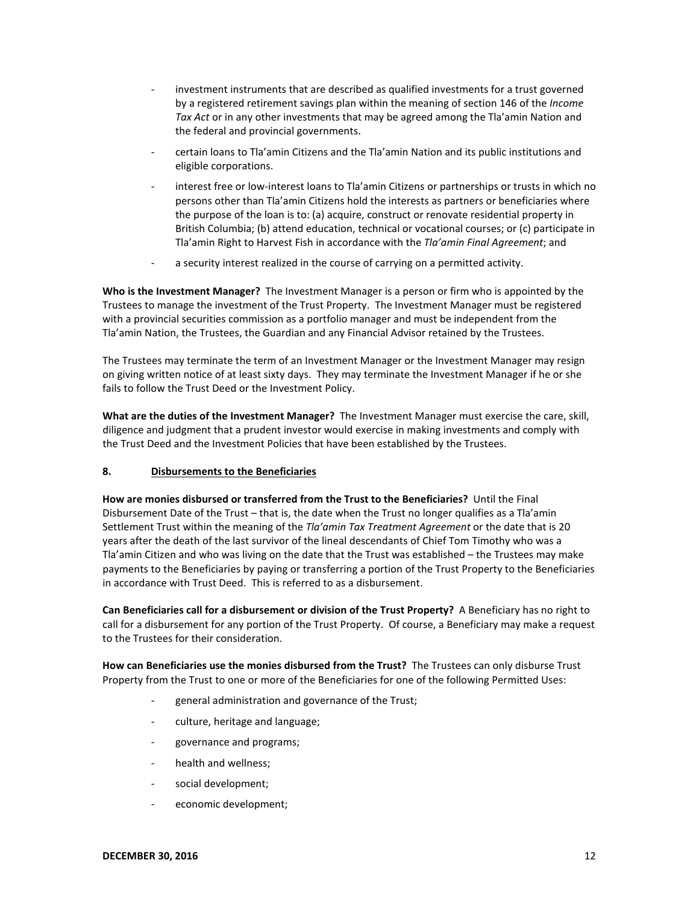- investment instruments that are described as qualified investments for a trust governed by a registered retirement savings plan within the meaning of section 146 of the *Income Tax Act* or in any other investments that may be agreed among the Tla'amin Nation and the federal and provincial governments.
- certain loans to Tla'amin Citizens and the Tla'amin Nation and its public institutions and eligible corporations.
- interest free or low-interest loans to Tla'amin Citizens or partnerships or trusts in which no persons other than Tla'amin Citizens hold the interests as partners or beneficiaries where the purpose of the loan is to: (a) acquire, construct or renovate residential property in British Columbia; (b) attend education, technical or vocational courses; or (c) participate in Tla'amin Right to Harvest Fish in accordance with the *Tla'amin Final Agreement*; and
- a security interest realized in the course of carrying on a permitted activity.

**Who is the Investment Manager?** The Investment Manager is a person or firm who is appointed by the Trustees to manage the investment of the Trust Property. The Investment Manager must be registered with a provincial securities commission as a portfolio manager and must be independent from the Tla'amin Nation, the Trustees, the Guardian and any Financial Advisor retained by the Trustees.

The Trustees may terminate the term of an Investment Manager or the Investment Manager may resign on giving written notice of at least sixty days. They may terminate the Investment Manager if he or she fails to follow the Trust Deed or the Investment Policy.

**What are the duties of the Investment Manager?** The Investment Manager must exercise the care, skill, diligence and judgment that a prudent investor would exercise in making investments and comply with the Trust Deed and the Investment Policies that have been established by the Trustees.

## 8. Disbursements to the Beneficiaries

**How are monies disbursed or transferred from the Trust to the Beneficiaries?** Until the Final Disbursement Date of the Trust – that is, the date when the Trust no longer qualifies as a Tla'amin Settlement Trust within the meaning of the *Tla'amin Tax Treatment Agreement* or the date that is 20 years after the death of the last survivor of the lineal descendants of Chief Tom Timothy who was a Tla'amin Citizen and who was living on the date that the Trust was established – the Trustees may make payments to the Beneficiaries by paying or transferring a portion of the Trust Property to the Beneficiaries in accordance with Trust Deed. This is referred to as a disbursement.

**Can Beneficiaries call for a disbursement or division of the Trust Property?** A Beneficiary has no right to call for a disbursement for any portion of the Trust Property. Of course, a Beneficiary may make a request to the Trustees for their consideration.

**How can Beneficiaries use the monies disbursed from the Trust?** The Trustees can only disburse Trust Property from the Trust to one or more of the Beneficiaries for one of the following Permitted Uses:

- general administration and governance of the Trust;
- culture, heritage and language;
- governance and programs;
- health and wellness;
- social development;
- economic development;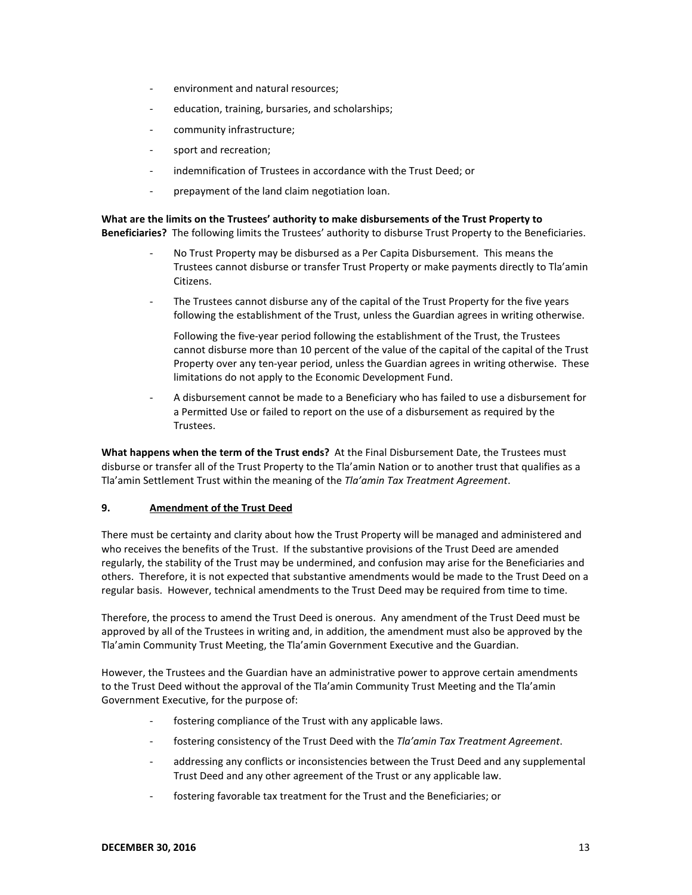- environment and natural resources;
- education, training, bursaries, and scholarships;
- community infrastructure;
- sport and recreation;
- indemnification of Trustees in accordance with the Trust Deed; or
- prepayment of the land claim negotiation loan.

**What are the limits on the Trustees' authority to make disbursements of the Trust Property to Beneficiaries?** The following limits the Trustees' authority to disburse Trust Property to the Beneficiaries.

- No Trust Property may be disbursed as a Per Capita Disbursement. This means the Trustees cannot disburse or transfer Trust Property or make payments directly to Tla'amin Citizens.
- The Trustees cannot disburse any of the capital of the Trust Property for the five years following the establishment of the Trust, unless the Guardian agrees in writing otherwise.

  Following the five-year period following the establishment of the Trust, the Trustees cannot disburse more than 10 percent of the value of the capital of the capital of the Trust Property over any ten-year period, unless the Guardian agrees in writing otherwise. These limitations do not apply to the Economic Development Fund.
- A disbursement cannot be made to a Beneficiary who has failed to use a disbursement for a Permitted Use or failed to report on the use of a disbursement as required by the Trustees.

**What happens when the term of the Trust ends?** At the Final Disbursement Date, the Trustees must disburse or transfer all of the Trust Property to the Tla'amin Nation or to another trust that qualifies as a Tla'amin Settlement Trust within the meaning of the *Tla'amin Tax Treatment Agreement*.

## 9. Amendment of the Trust Deed

There must be certainty and clarity about how the Trust Property will be managed and administered and who receives the benefits of the Trust. If the substantive provisions of the Trust Deed are amended regularly, the stability of the Trust may be undermined, and confusion may arise for the Beneficiaries and others. Therefore, it is not expected that substantive amendments would be made to the Trust Deed on a regular basis. However, technical amendments to the Trust Deed may be required from time to time.

Therefore, the process to amend the Trust Deed is onerous. Any amendment of the Trust Deed must be approved by all of the Trustees in writing and, in addition, the amendment must also be approved by the Tla'amin Community Trust Meeting, the Tla'amin Government Executive and the Guardian.

However, the Trustees and the Guardian have an administrative power to approve certain amendments to the Trust Deed without the approval of the Tla'amin Community Trust Meeting and the Tla'amin Government Executive, for the purpose of:

- fostering compliance of the Trust with any applicable laws.
- fostering consistency of the Trust Deed with the *Tla'amin Tax Treatment Agreement*.
- addressing any conflicts or inconsistencies between the Trust Deed and any supplemental Trust Deed and any other agreement of the Trust or any applicable law.
- fostering favorable tax treatment for the Trust and the Beneficiaries; or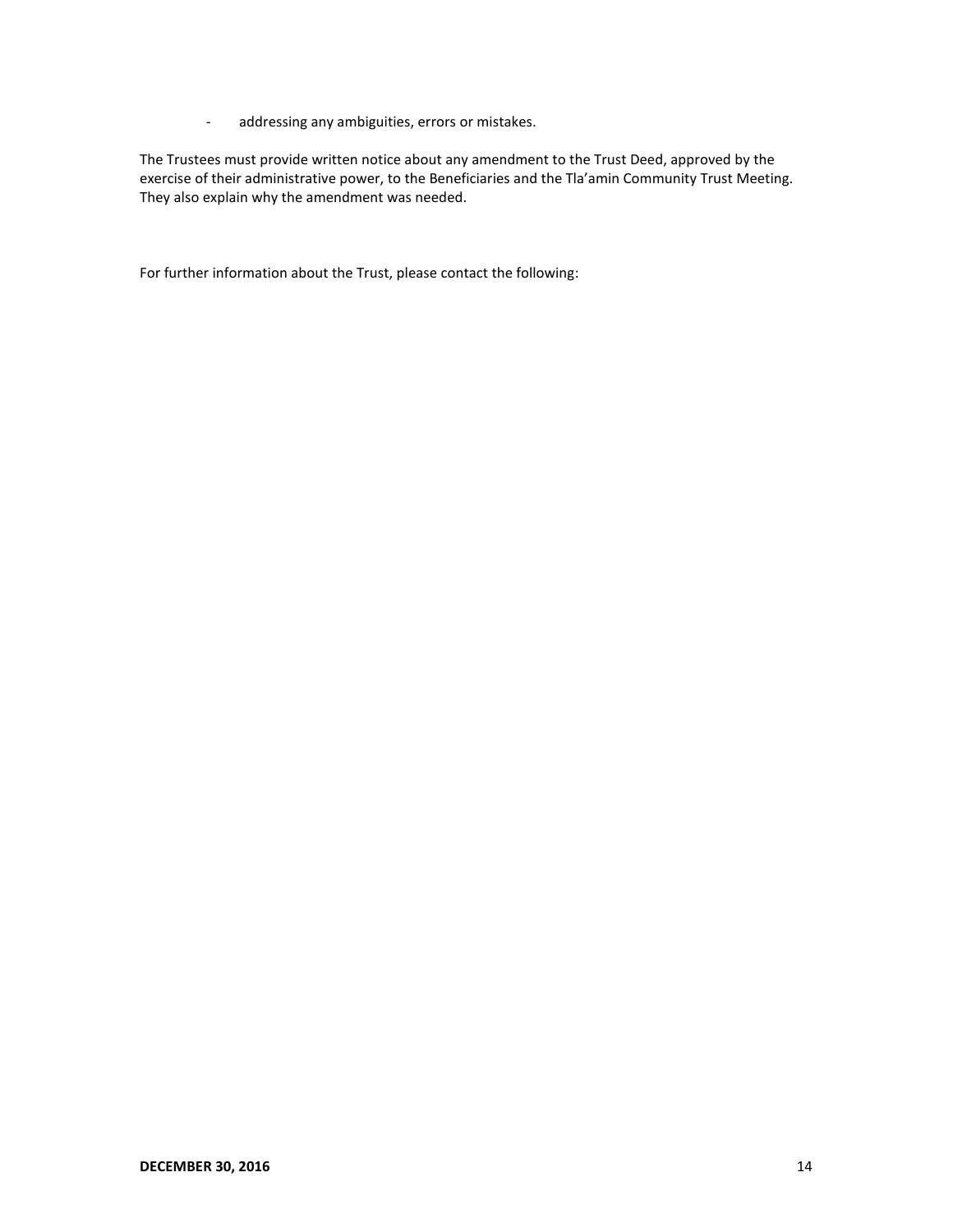- addressing any ambiguities, errors or mistakes.

The Trustees must provide written notice about any amendment to the Trust Deed, approved by the exercise of their administrative power, to the Beneficiaries and the Tla'amin Community Trust Meeting. They also explain why the amendment was needed.

For further information about the Trust, please contact the following:

**DECEMBER 30, 2016**